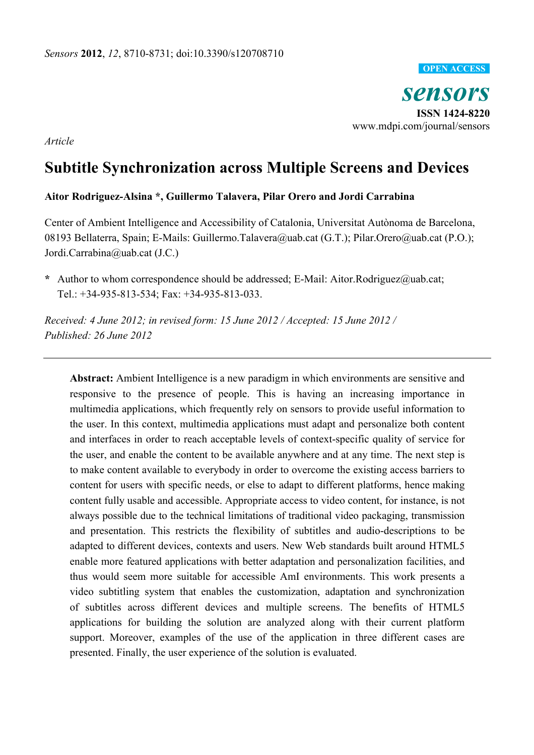*Sensors* **2012**, *12*, 8710-8731; doi:10.3390/s120708710

**OPEN ACCESS**

***sensors***

**ISSN 1424-8220**

www.mdpi.com/journal/sensors

*Article*

# Subtitle Synchronization across Multiple Screens and Devices

**Aitor Rodriguez-Alsina \*, Guillermo Talavera, Pilar Orero and Jordi Carrabina**

Center of Ambient Intelligence and Accessibility of Catalonia, Universitat Autònoma de Barcelona, 08193 Bellaterra, Spain; E-Mails: Guillermo.Talavera@uab.cat (G.T.); Pilar.Orero@uab.cat (P.O.); Jordi.Carrabina@uab.cat (J.C.)

**\*** Author to whom correspondence should be addressed; E-Mail: Aitor.Rodriguez@uab.cat; Tel.: +34-935-813-534; Fax: +34-935-813-033.

*Received: 4 June 2012; in revised form: 15 June 2012 / Accepted: 15 June 2012 / Published: 26 June 2012*

---

**Abstract:** Ambient Intelligence is a new paradigm in which environments are sensitive and responsive to the presence of people. This is having an increasing importance in multimedia applications, which frequently rely on sensors to provide useful information to the user. In this context, multimedia applications must adapt and personalize both content and interfaces in order to reach acceptable levels of context-specific quality of service for the user, and enable the content to be available anywhere and at any time. The next step is to make content available to everybody in order to overcome the existing access barriers to content for users with specific needs, or else to adapt to different platforms, hence making content fully usable and accessible. Appropriate access to video content, for instance, is not always possible due to the technical limitations of traditional video packaging, transmission and presentation. This restricts the flexibility of subtitles and audio-descriptions to be adapted to different devices, contexts and users. New Web standards built around HTML5 enable more featured applications with better adaptation and personalization facilities, and thus would seem more suitable for accessible AmI environments. This work presents a video subtitling system that enables the customization, adaptation and synchronization of subtitles across different devices and multiple screens. The benefits of HTML5 applications for building the solution are analyzed along with their current platform support. Moreover, examples of the use of the application in three different cases are presented. Finally, the user experience of the solution is evaluated.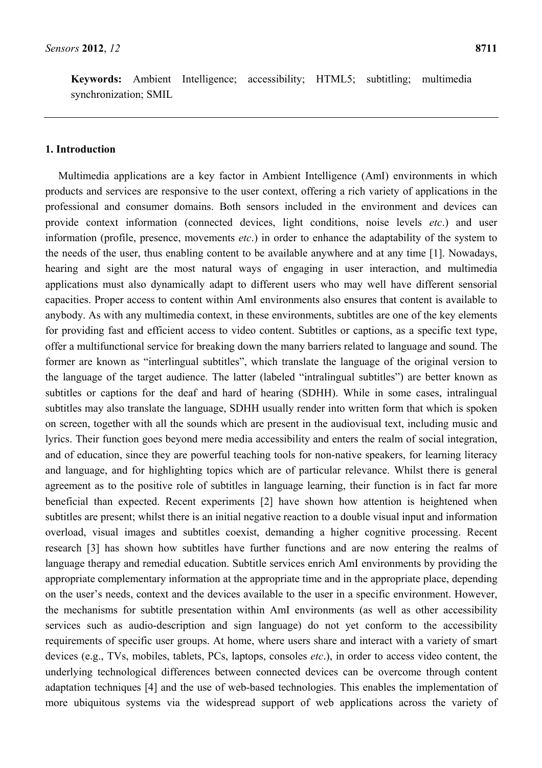**Keywords:** Ambient Intelligence; accessibility; HTML5; subtitling; multimedia synchronization; SMIL

## 1. Introduction

Multimedia applications are a key factor in Ambient Intelligence (AmI) environments in which products and services are responsive to the user context, offering a rich variety of applications in the professional and consumer domains. Both sensors included in the environment and devices can provide context information (connected devices, light conditions, noise levels *etc*.) and user information (profile, presence, movements *etc*.) in order to enhance the adaptability of the system to the needs of the user, thus enabling content to be available anywhere and at any time [1]. Nowadays, hearing and sight are the most natural ways of engaging in user interaction, and multimedia applications must also dynamically adapt to different users who may well have different sensorial capacities. Proper access to content within AmI environments also ensures that content is available to anybody. As with any multimedia context, in these environments, subtitles are one of the key elements for providing fast and efficient access to video content. Subtitles or captions, as a specific text type, offer a multifunctional service for breaking down the many barriers related to language and sound. The former are known as "interlingual subtitles", which translate the language of the original version to the language of the target audience. The latter (labeled "intralingual subtitles") are better known as subtitles or captions for the deaf and hard of hearing (SDHH). While in some cases, intralingual subtitles may also translate the language, SDHH usually render into written form that which is spoken on screen, together with all the sounds which are present in the audiovisual text, including music and lyrics. Their function goes beyond mere media accessibility and enters the realm of social integration, and of education, since they are powerful teaching tools for non-native speakers, for learning literacy and language, and for highlighting topics which are of particular relevance. Whilst there is general agreement as to the positive role of subtitles in language learning, their function is in fact far more beneficial than expected. Recent experiments [2] have shown how attention is heightened when subtitles are present; whilst there is an initial negative reaction to a double visual input and information overload, visual images and subtitles coexist, demanding a higher cognitive processing. Recent research [3] has shown how subtitles have further functions and are now entering the realms of language therapy and remedial education. Subtitle services enrich AmI environments by providing the appropriate complementary information at the appropriate time and in the appropriate place, depending on the user's needs, context and the devices available to the user in a specific environment. However, the mechanisms for subtitle presentation within AmI environments (as well as other accessibility services such as audio-description and sign language) do not yet conform to the accessibility requirements of specific user groups. At home, where users share and interact with a variety of smart devices (e.g., TVs, mobiles, tablets, PCs, laptops, consoles *etc*.), in order to access video content, the underlying technological differences between connected devices can be overcome through content adaptation techniques [4] and the use of web-based technologies. This enables the implementation of more ubiquitous systems via the widespread support of web applications across the variety of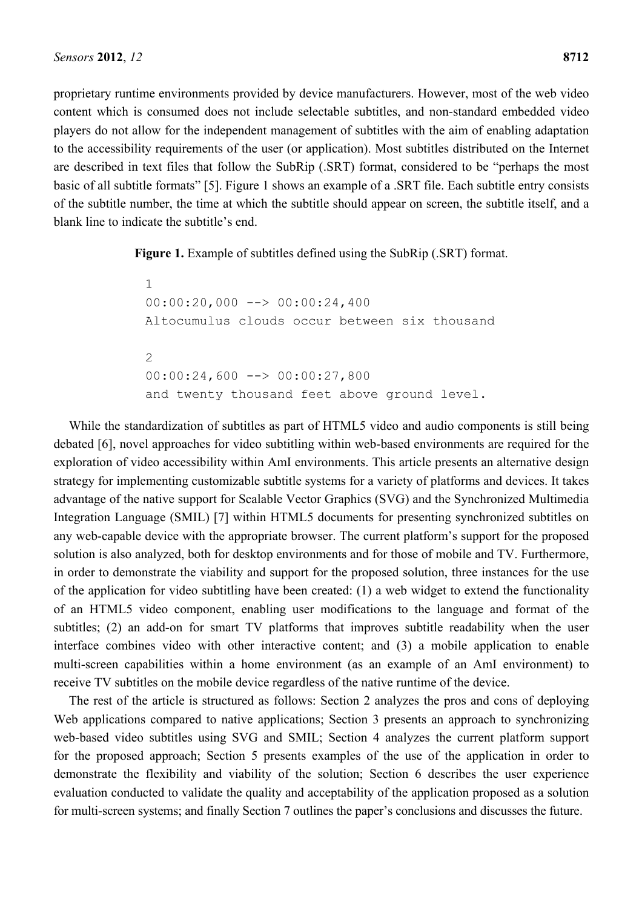proprietary runtime environments provided by device manufacturers. However, most of the web video content which is consumed does not include selectable subtitles, and non-standard embedded video players do not allow for the independent management of subtitles with the aim of enabling adaptation to the accessibility requirements of the user (or application). Most subtitles distributed on the Internet are described in text files that follow the SubRip (.SRT) format, considered to be "perhaps the most basic of all subtitle formats" [5]. Figure 1 shows an example of a .SRT file. Each subtitle entry consists of the subtitle number, the time at which the subtitle should appear on screen, the subtitle itself, and a blank line to indicate the subtitle's end.

**Figure 1.** Example of subtitles defined using the SubRip (.SRT) format.

```
1
00:00:20,000 --> 00:00:24,400
Altocumulus clouds occur between six thousand

2
00:00:24,600 --> 00:00:27,800
and twenty thousand feet above ground level.
```

While the standardization of subtitles as part of HTML5 video and audio components is still being debated [6], novel approaches for video subtitling within web-based environments are required for the exploration of video accessibility within AmI environments. This article presents an alternative design strategy for implementing customizable subtitle systems for a variety of platforms and devices. It takes advantage of the native support for Scalable Vector Graphics (SVG) and the Synchronized Multimedia Integration Language (SMIL) [7] within HTML5 documents for presenting synchronized subtitles on any web-capable device with the appropriate browser. The current platform's support for the proposed solution is also analyzed, both for desktop environments and for those of mobile and TV. Furthermore, in order to demonstrate the viability and support for the proposed solution, three instances for the use of the application for video subtitling have been created: (1) a web widget to extend the functionality of an HTML5 video component, enabling user modifications to the language and format of the subtitles; (2) an add-on for smart TV platforms that improves subtitle readability when the user interface combines video with other interactive content; and (3) a mobile application to enable multi-screen capabilities within a home environment (as an example of an AmI environment) to receive TV subtitles on the mobile device regardless of the native runtime of the device.

The rest of the article is structured as follows: Section 2 analyzes the pros and cons of deploying Web applications compared to native applications; Section 3 presents an approach to synchronizing web-based video subtitles using SVG and SMIL; Section 4 analyzes the current platform support for the proposed approach; Section 5 presents examples of the use of the application in order to demonstrate the flexibility and viability of the solution; Section 6 describes the user experience evaluation conducted to validate the quality and acceptability of the application proposed as a solution for multi-screen systems; and finally Section 7 outlines the paper's conclusions and discusses the future.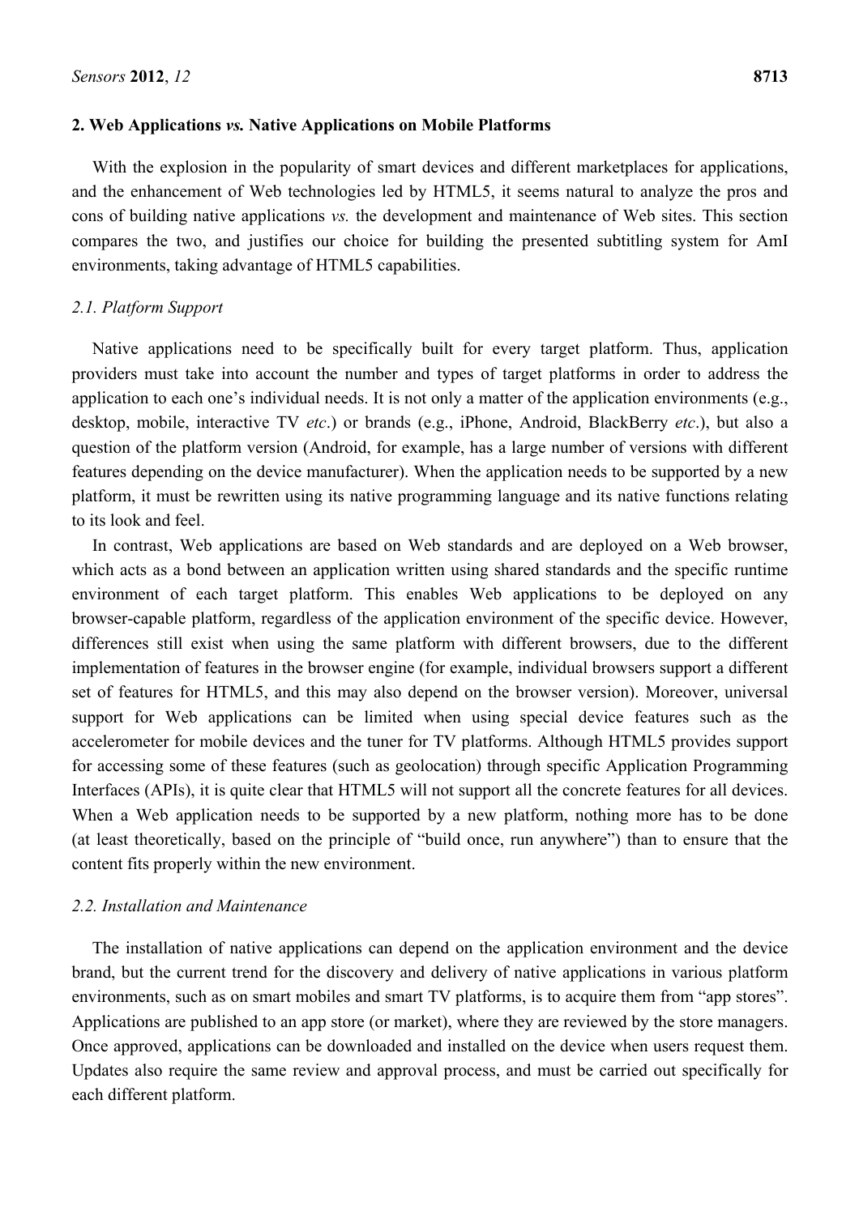## 2. Web Applications *vs.* Native Applications on Mobile Platforms

With the explosion in the popularity of smart devices and different marketplaces for applications, and the enhancement of Web technologies led by HTML5, it seems natural to analyze the pros and cons of building native applications *vs.* the development and maintenance of Web sites. This section compares the two, and justifies our choice for building the presented subtitling system for AmI environments, taking advantage of HTML5 capabilities.

### *2.1. Platform Support*

Native applications need to be specifically built for every target platform. Thus, application providers must take into account the number and types of target platforms in order to address the application to each one's individual needs. It is not only a matter of the application environments (e.g., desktop, mobile, interactive TV *etc*.) or brands (e.g., iPhone, Android, BlackBerry *etc*.), but also a question of the platform version (Android, for example, has a large number of versions with different features depending on the device manufacturer). When the application needs to be supported by a new platform, it must be rewritten using its native programming language and its native functions relating to its look and feel.

In contrast, Web applications are based on Web standards and are deployed on a Web browser, which acts as a bond between an application written using shared standards and the specific runtime environment of each target platform. This enables Web applications to be deployed on any browser-capable platform, regardless of the application environment of the specific device. However, differences still exist when using the same platform with different browsers, due to the different implementation of features in the browser engine (for example, individual browsers support a different set of features for HTML5, and this may also depend on the browser version). Moreover, universal support for Web applications can be limited when using special device features such as the accelerometer for mobile devices and the tuner for TV platforms. Although HTML5 provides support for accessing some of these features (such as geolocation) through specific Application Programming Interfaces (APIs), it is quite clear that HTML5 will not support all the concrete features for all devices. When a Web application needs to be supported by a new platform, nothing more has to be done (at least theoretically, based on the principle of "build once, run anywhere") than to ensure that the content fits properly within the new environment.

### *2.2. Installation and Maintenance*

The installation of native applications can depend on the application environment and the device brand, but the current trend for the discovery and delivery of native applications in various platform environments, such as on smart mobiles and smart TV platforms, is to acquire them from "app stores". Applications are published to an app store (or market), where they are reviewed by the store managers. Once approved, applications can be downloaded and installed on the device when users request them. Updates also require the same review and approval process, and must be carried out specifically for each different platform.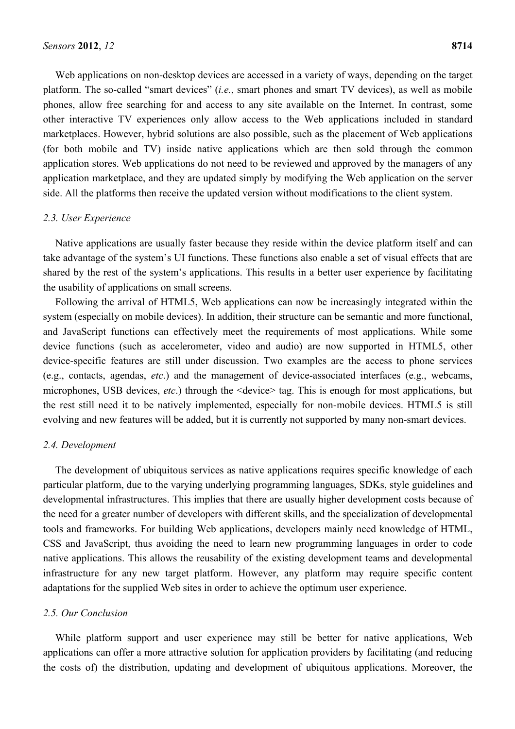Web applications on non-desktop devices are accessed in a variety of ways, depending on the target platform. The so-called "smart devices" (*i.e.*, smart phones and smart TV devices), as well as mobile phones, allow free searching for and access to any site available on the Internet. In contrast, some other interactive TV experiences only allow access to the Web applications included in standard marketplaces. However, hybrid solutions are also possible, such as the placement of Web applications (for both mobile and TV) inside native applications which are then sold through the common application stores. Web applications do not need to be reviewed and approved by the managers of any application marketplace, and they are updated simply by modifying the Web application on the server side. All the platforms then receive the updated version without modifications to the client system.

### *2.3. User Experience*

Native applications are usually faster because they reside within the device platform itself and can take advantage of the system's UI functions. These functions also enable a set of visual effects that are shared by the rest of the system's applications. This results in a better user experience by facilitating the usability of applications on small screens.

Following the arrival of HTML5, Web applications can now be increasingly integrated within the system (especially on mobile devices). In addition, their structure can be semantic and more functional, and JavaScript functions can effectively meet the requirements of most applications. While some device functions (such as accelerometer, video and audio) are now supported in HTML5, other device-specific features are still under discussion. Two examples are the access to phone services (e.g., contacts, agendas, *etc*.) and the management of device-associated interfaces (e.g., webcams, microphones, USB devices, *etc*.) through the <device> tag. This is enough for most applications, but the rest still need it to be natively implemented, especially for non-mobile devices. HTML5 is still evolving and new features will be added, but it is currently not supported by many non-smart devices.

### *2.4. Development*

The development of ubiquitous services as native applications requires specific knowledge of each particular platform, due to the varying underlying programming languages, SDKs, style guidelines and developmental infrastructures. This implies that there are usually higher development costs because of the need for a greater number of developers with different skills, and the specialization of developmental tools and frameworks. For building Web applications, developers mainly need knowledge of HTML, CSS and JavaScript, thus avoiding the need to learn new programming languages in order to code native applications. This allows the reusability of the existing development teams and developmental infrastructure for any new target platform. However, any platform may require specific content adaptations for the supplied Web sites in order to achieve the optimum user experience.

### *2.5. Our Conclusion*

While platform support and user experience may still be better for native applications, Web applications can offer a more attractive solution for application providers by facilitating (and reducing the costs of) the distribution, updating and development of ubiquitous applications. Moreover, the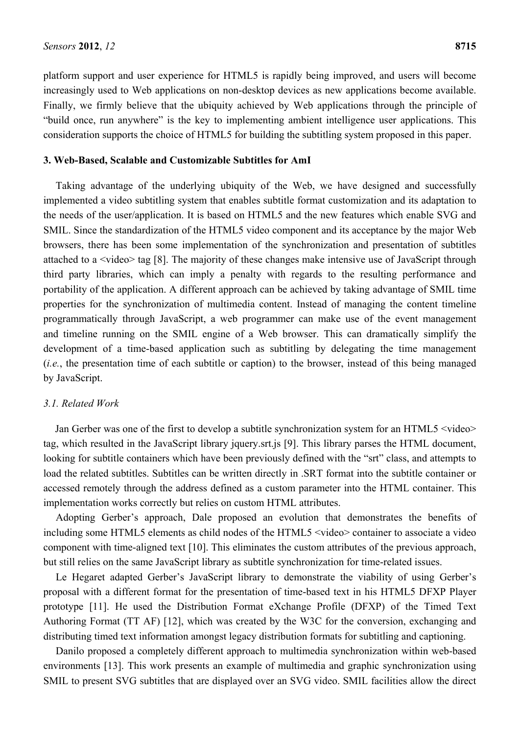platform support and user experience for HTML5 is rapidly being improved, and users will become increasingly used to Web applications on non-desktop devices as new applications become available. Finally, we firmly believe that the ubiquity achieved by Web applications through the principle of "build once, run anywhere" is the key to implementing ambient intelligence user applications. This consideration supports the choice of HTML5 for building the subtitling system proposed in this paper.

## 3. Web-Based, Scalable and Customizable Subtitles for AmI

Taking advantage of the underlying ubiquity of the Web, we have designed and successfully implemented a video subtitling system that enables subtitle format customization and its adaptation to the needs of the user/application. It is based on HTML5 and the new features which enable SVG and SMIL. Since the standardization of the HTML5 video component and its acceptance by the major Web browsers, there has been some implementation of the synchronization and presentation of subtitles attached to a <video> tag [8]. The majority of these changes make intensive use of JavaScript through third party libraries, which can imply a penalty with regards to the resulting performance and portability of the application. A different approach can be achieved by taking advantage of SMIL time properties for the synchronization of multimedia content. Instead of managing the content timeline programmatically through JavaScript, a web programmer can make use of the event management and timeline running on the SMIL engine of a Web browser. This can dramatically simplify the development of a time-based application such as subtitling by delegating the time management (*i.e.*, the presentation time of each subtitle or caption) to the browser, instead of this being managed by JavaScript.

### *3.1. Related Work*

Jan Gerber was one of the first to develop a subtitle synchronization system for an HTML5 <video> tag, which resulted in the JavaScript library jquery.srt.js [9]. This library parses the HTML document, looking for subtitle containers which have been previously defined with the "srt" class, and attempts to load the related subtitles. Subtitles can be written directly in .SRT format into the subtitle container or accessed remotely through the address defined as a custom parameter into the HTML container. This implementation works correctly but relies on custom HTML attributes.

Adopting Gerber's approach, Dale proposed an evolution that demonstrates the benefits of including some HTML5 elements as child nodes of the HTML5 <video> container to associate a video component with time-aligned text [10]. This eliminates the custom attributes of the previous approach, but still relies on the same JavaScript library as subtitle synchronization for time-related issues.

Le Hegaret adapted Gerber's JavaScript library to demonstrate the viability of using Gerber's proposal with a different format for the presentation of time-based text in his HTML5 DFXP Player prototype [11]. He used the Distribution Format eXchange Profile (DFXP) of the Timed Text Authoring Format (TT AF) [12], which was created by the W3C for the conversion, exchanging and distributing timed text information amongst legacy distribution formats for subtitling and captioning.

Danilo proposed a completely different approach to multimedia synchronization within web-based environments [13]. This work presents an example of multimedia and graphic synchronization using SMIL to present SVG subtitles that are displayed over an SVG video. SMIL facilities allow the direct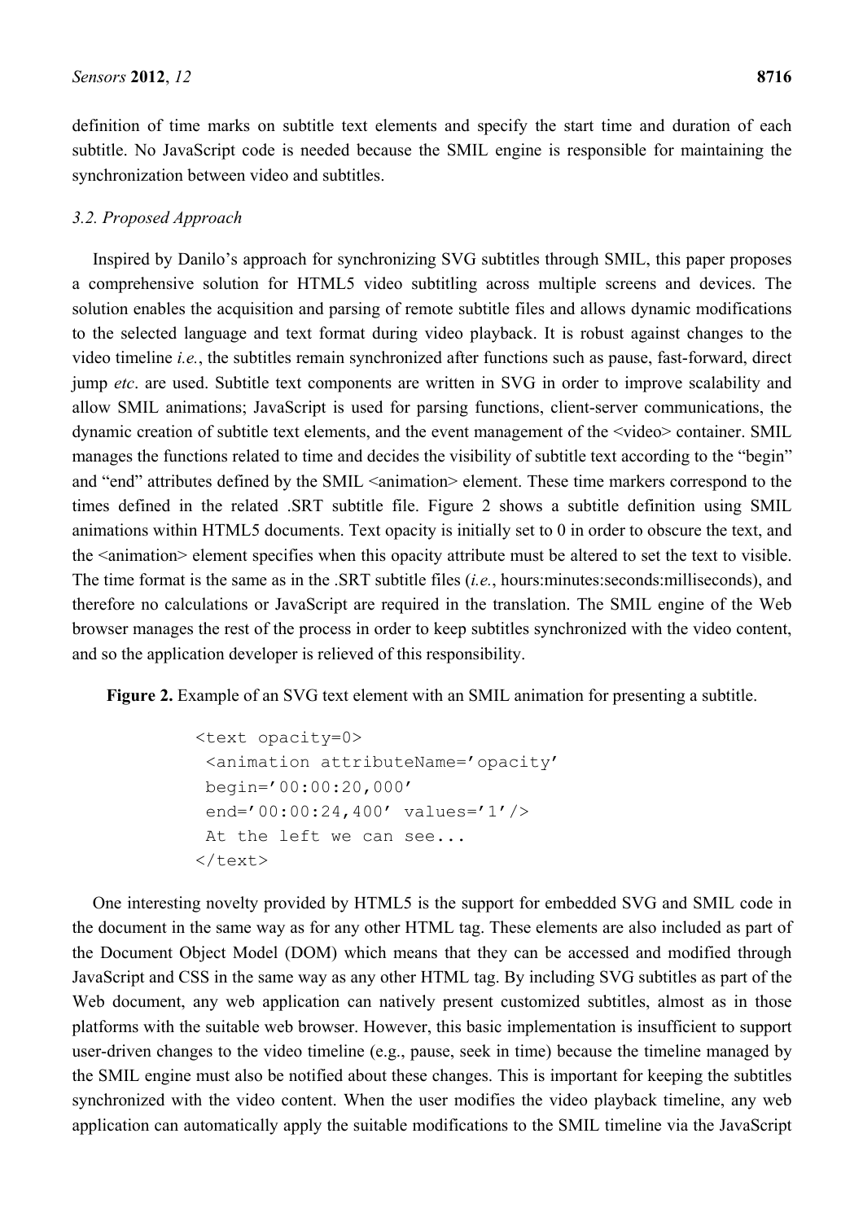definition of time marks on subtitle text elements and specify the start time and duration of each subtitle. No JavaScript code is needed because the SMIL engine is responsible for maintaining the synchronization between video and subtitles.

### *3.2. Proposed Approach*

Inspired by Danilo's approach for synchronizing SVG subtitles through SMIL, this paper proposes a comprehensive solution for HTML5 video subtitling across multiple screens and devices. The solution enables the acquisition and parsing of remote subtitle files and allows dynamic modifications to the selected language and text format during video playback. It is robust against changes to the video timeline *i.e.*, the subtitles remain synchronized after functions such as pause, fast-forward, direct jump *etc*. are used. Subtitle text components are written in SVG in order to improve scalability and allow SMIL animations; JavaScript is used for parsing functions, client-server communications, the dynamic creation of subtitle text elements, and the event management of the <video> container. SMIL manages the functions related to time and decides the visibility of subtitle text according to the "begin" and "end" attributes defined by the SMIL <animation> element. These time markers correspond to the times defined in the related .SRT subtitle file. Figure 2 shows a subtitle definition using SMIL animations within HTML5 documents. Text opacity is initially set to 0 in order to obscure the text, and the <animation> element specifies when this opacity attribute must be altered to set the text to visible. The time format is the same as in the .SRT subtitle files (*i.e.*, hours:minutes:seconds:milliseconds), and therefore no calculations or JavaScript are required in the translation. The SMIL engine of the Web browser manages the rest of the process in order to keep subtitles synchronized with the video content, and so the application developer is relieved of this responsibility.

**Figure 2.** Example of an SVG text element with an SMIL animation for presenting a subtitle.

```
<text opacity=0>
 <animation attributeName='opacity'
 begin='00:00:20,000'
 end='00:00:24,400' values='1'/>
 At the left we can see...
</text>
```

One interesting novelty provided by HTML5 is the support for embedded SVG and SMIL code in the document in the same way as for any other HTML tag. These elements are also included as part of the Document Object Model (DOM) which means that they can be accessed and modified through JavaScript and CSS in the same way as any other HTML tag. By including SVG subtitles as part of the Web document, any web application can natively present customized subtitles, almost as in those platforms with the suitable web browser. However, this basic implementation is insufficient to support user-driven changes to the video timeline (e.g., pause, seek in time) because the timeline managed by the SMIL engine must also be notified about these changes. This is important for keeping the subtitles synchronized with the video content. When the user modifies the video playback timeline, any web application can automatically apply the suitable modifications to the SMIL timeline via the JavaScript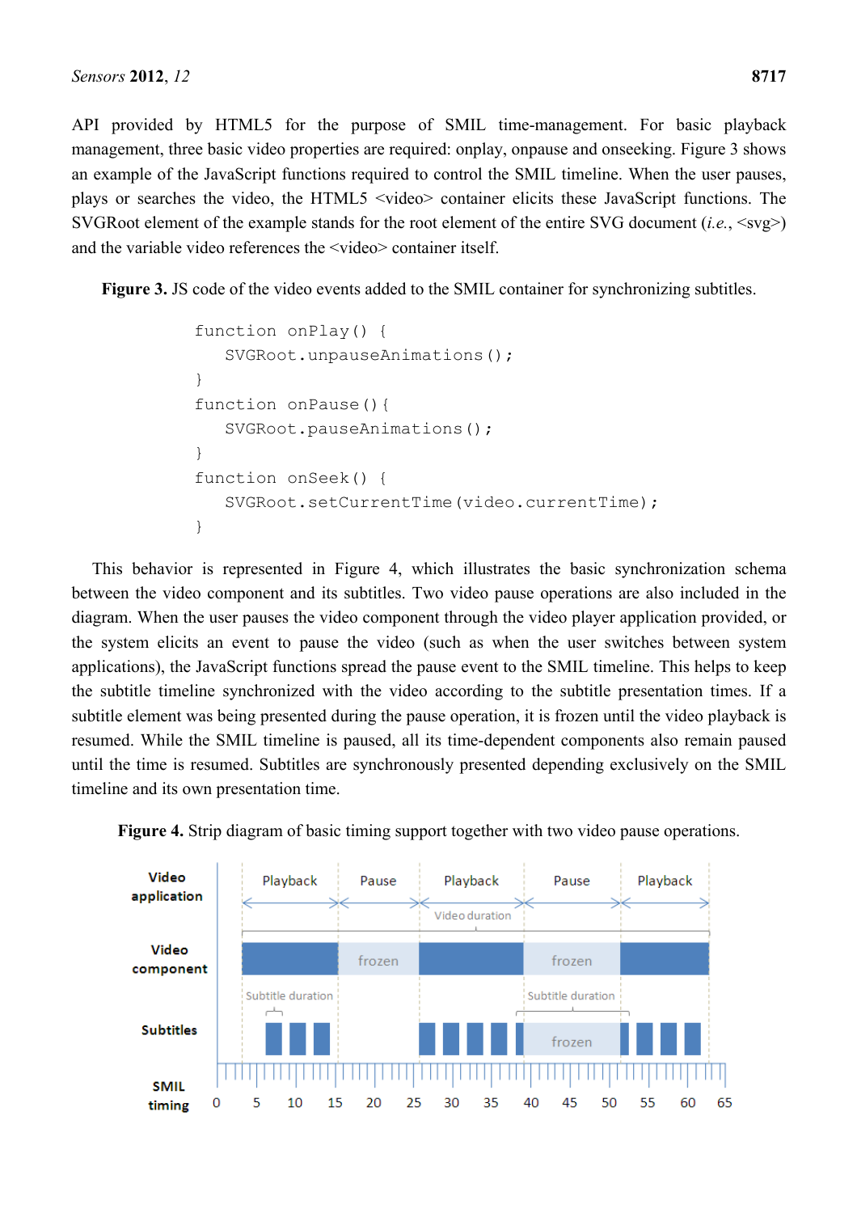API provided by HTML5 for the purpose of SMIL time-management. For basic playback management, three basic video properties are required: onplay, onpause and onseeking. Figure 3 shows an example of the JavaScript functions required to control the SMIL timeline. When the user pauses, plays or searches the video, the HTML5 <video> container elicits these JavaScript functions. The SVGRoot element of the example stands for the root element of the entire SVG document (*i.e.*, <svg>) and the variable video references the <video> container itself.

**Figure 3.** JS code of the video events added to the SMIL container for synchronizing subtitles.

```
function onPlay() {
    SVGRoot.unpauseAnimations();
}
function onPause(){
    SVGRoot.pauseAnimations();
}
function onSeek() {
    SVGRoot.setCurrentTime(video.currentTime);
}
```

This behavior is represented in Figure 4, which illustrates the basic synchronization schema between the video component and its subtitles. Two video pause operations are also included in the diagram. When the user pauses the video component through the video player application provided, or the system elicits an event to pause the video (such as when the user switches between system applications), the JavaScript functions spread the pause event to the SMIL timeline. This helps to keep the subtitle timeline synchronized with the video according to the subtitle presentation times. If a subtitle element was being presented during the pause operation, it is frozen until the video playback is resumed. While the SMIL timeline is paused, all its time-dependent components also remain paused until the time is resumed. Subtitles are synchronously presented depending exclusively on the SMIL timeline and its own presentation time.

**Figure 4.** Strip diagram of basic timing support together with two video pause operations.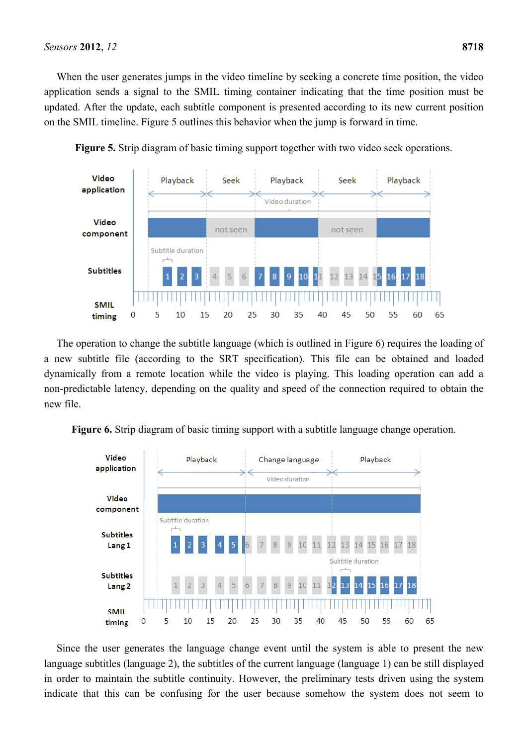When the user generates jumps in the video timeline by seeking a concrete time position, the video application sends a signal to the SMIL timing container indicating that the time position must be updated. After the update, each subtitle component is presented according to its new current position on the SMIL timeline. Figure 5 outlines this behavior when the jump is forward in time.

**Figure 5.** Strip diagram of basic timing support together with two video seek operations.

The operation to change the subtitle language (which is outlined in Figure 6) requires the loading of a new subtitle file (according to the SRT specification). This file can be obtained and loaded dynamically from a remote location while the video is playing. This loading operation can add a non-predictable latency, depending on the quality and speed of the connection required to obtain the new file.

**Figure 6.** Strip diagram of basic timing support with a subtitle language change operation.

Since the user generates the language change event until the system is able to present the new language subtitles (language 2), the subtitles of the current language (language 1) can be still displayed in order to maintain the subtitle continuity. However, the preliminary tests driven using the system indicate that this can be confusing for the user because somehow the system does not seem to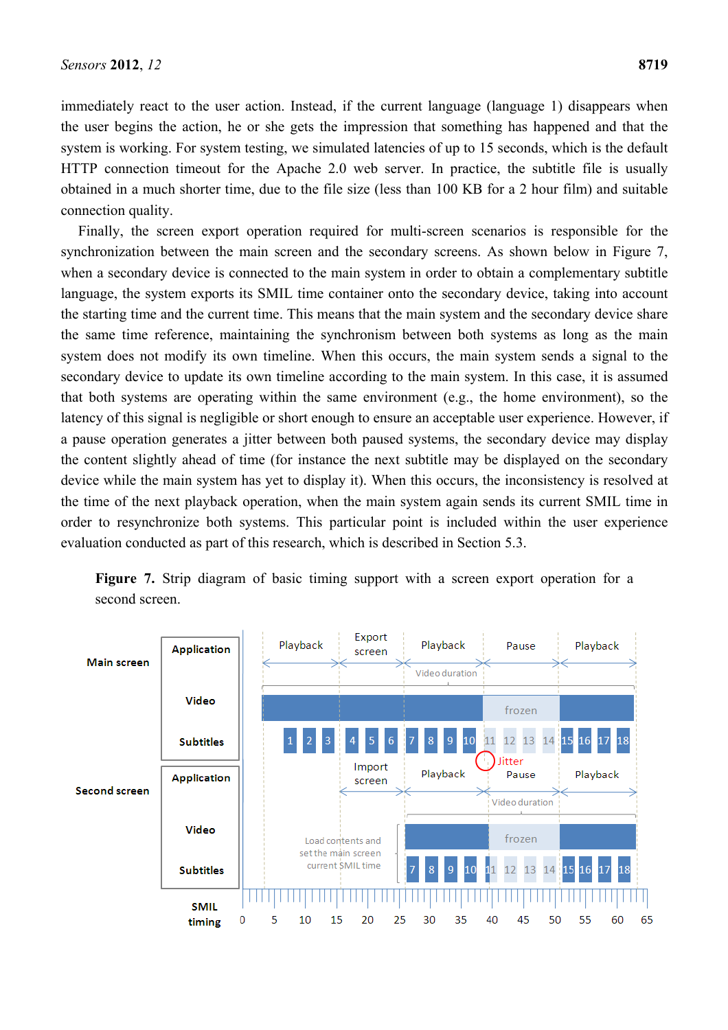immediately react to the user action. Instead, if the current language (language 1) disappears when the user begins the action, he or she gets the impression that something has happened and that the system is working. For system testing, we simulated latencies of up to 15 seconds, which is the default HTTP connection timeout for the Apache 2.0 web server. In practice, the subtitle file is usually obtained in a much shorter time, due to the file size (less than 100 KB for a 2 hour film) and suitable connection quality.

Finally, the screen export operation required for multi-screen scenarios is responsible for the synchronization between the main screen and the secondary screens. As shown below in Figure 7, when a secondary device is connected to the main system in order to obtain a complementary subtitle language, the system exports its SMIL time container onto the secondary device, taking into account the starting time and the current time. This means that the main system and the secondary device share the same time reference, maintaining the synchronism between both systems as long as the main system does not modify its own timeline. When this occurs, the main system sends a signal to the secondary device to update its own timeline according to the main system. In this case, it is assumed that both systems are operating within the same environment (e.g., the home environment), so the latency of this signal is negligible or short enough to ensure an acceptable user experience. However, if a pause operation generates a jitter between both paused systems, the secondary device may display the content slightly ahead of time (for instance the next subtitle may be displayed on the secondary device while the main system has yet to display it). When this occurs, the inconsistency is resolved at the time of the next playback operation, when the main system again sends its current SMIL time in order to resynchronize both systems. This particular point is included within the user experience evaluation conducted as part of this research, which is described in Section 5.3.

**Figure 7.** Strip diagram of basic timing support with a screen export operation for a second screen.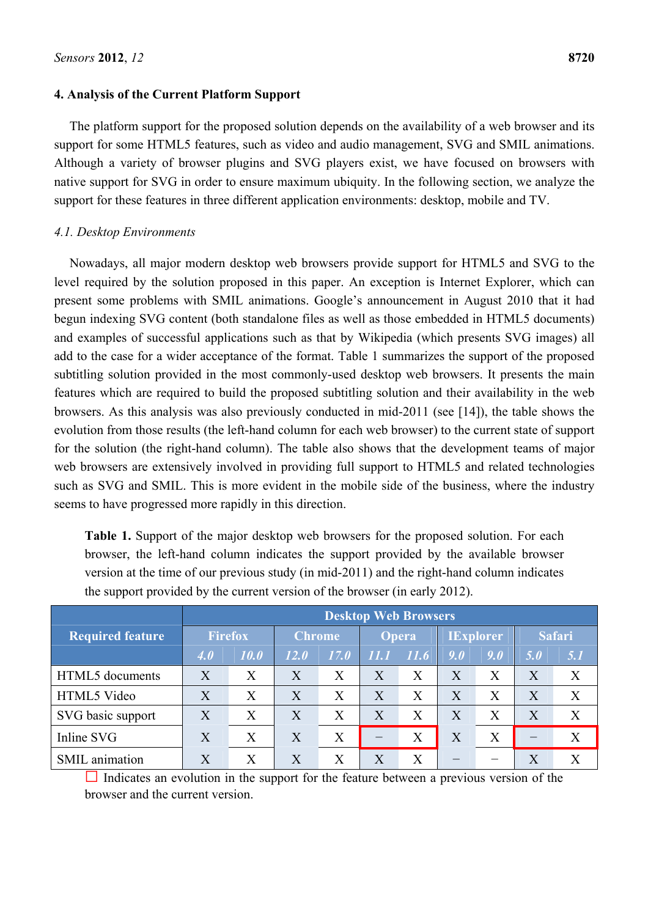## 4. Analysis of the Current Platform Support

The platform support for the proposed solution depends on the availability of a web browser and its support for some HTML5 features, such as video and audio management, SVG and SMIL animations. Although a variety of browser plugins and SVG players exist, we have focused on browsers with native support for SVG in order to ensure maximum ubiquity. In the following section, we analyze the support for these features in three different application environments: desktop, mobile and TV.

### *4.1. Desktop Environments*

Nowadays, all major modern desktop web browsers provide support for HTML5 and SVG to the level required by the solution proposed in this paper. An exception is Internet Explorer, which can present some problems with SMIL animations. Google's announcement in August 2010 that it had begun indexing SVG content (both standalone files as well as those embedded in HTML5 documents) and examples of successful applications such as that by Wikipedia (which presents SVG images) all add to the case for a wider acceptance of the format. Table 1 summarizes the support of the proposed subtitling solution provided in the most commonly-used desktop web browsers. It presents the main features which are required to build the proposed subtitling solution and their availability in the web browsers. As this analysis was also previously conducted in mid-2011 (see [14]), the table shows the evolution from those results (the left-hand column for each web browser) to the current state of support for the solution (the right-hand column). The table also shows that the development teams of major web browsers are extensively involved in providing full support to HTML5 and related technologies such as SVG and SMIL. This is more evident in the mobile side of the business, where the industry seems to have progressed more rapidly in this direction.

**Table 1.** Support of the major desktop web browsers for the proposed solution. For each browser, the left-hand column indicates the support provided by the available browser version at the time of our previous study (in mid-2011) and the right-hand column indicates the support provided by the current version of the browser (in early 2012).

| Required feature | Desktop Web Browsers | | | | | | | | | |
|---|---|---|---|---|---|---|---|---|---|---|
| | Firefox | | Chrome | | Opera | | IExplorer | | Safari | |
| | *4.0* | *10.0* | *12.0* | *17.0* | *11.1* | *11.6* | *9.0* | *9.0* | *5.0* | *5.1* |
| HTML5 documents | X | X | X | X | X | X | X | X | X | X |
| HTML5 Video | X | X | X | X | X | X | X | X | X | X |
| SVG basic support | X | X | X | X | X | X | X | X | X | X |
| Inline SVG | X | X | X | X | – | X | X | X | – | X |
| SMIL animation | X | X | X | X | X | X | – | – | X | X |

□ Indicates an evolution in the support for the feature between a previous version of the browser and the current version.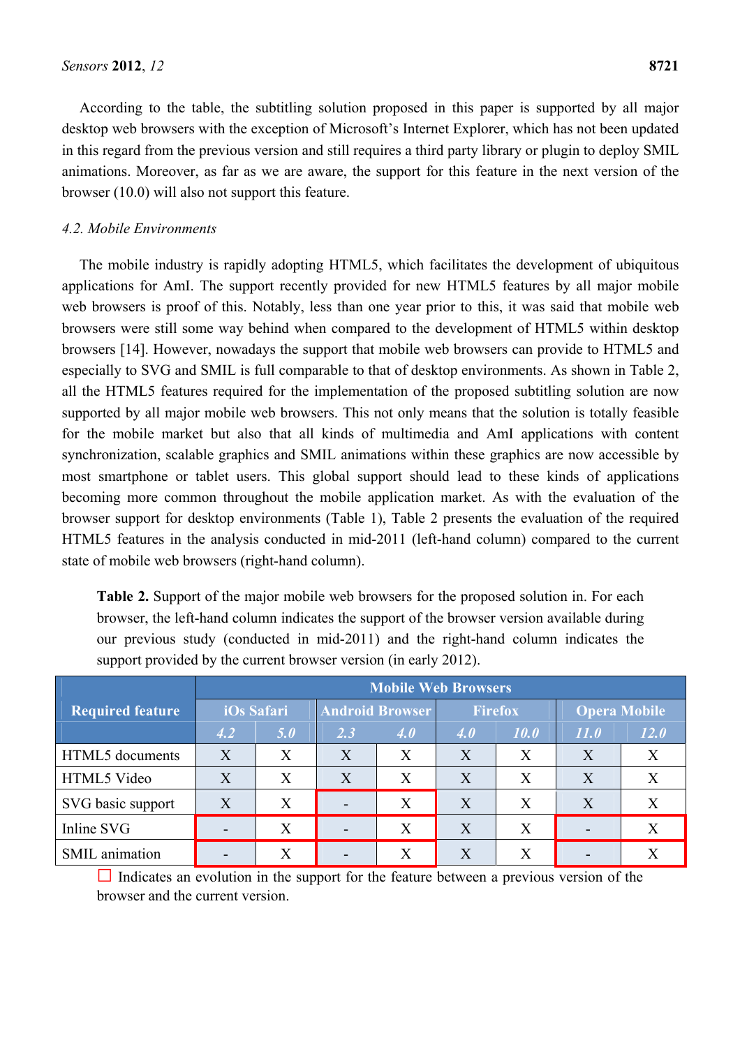According to the table, the subtitling solution proposed in this paper is supported by all major desktop web browsers with the exception of Microsoft's Internet Explorer, which has not been updated in this regard from the previous version and still requires a third party library or plugin to deploy SMIL animations. Moreover, as far as we are aware, the support for this feature in the next version of the browser (10.0) will also not support this feature.

*4.2. Mobile Environments*

The mobile industry is rapidly adopting HTML5, which facilitates the development of ubiquitous applications for AmI. The support recently provided for new HTML5 features by all major mobile web browsers is proof of this. Notably, less than one year prior to this, it was said that mobile web browsers were still some way behind when compared to the development of HTML5 within desktop browsers [14]. However, nowadays the support that mobile web browsers can provide to HTML5 and especially to SVG and SMIL is full comparable to that of desktop environments. As shown in Table 2, all the HTML5 features required for the implementation of the proposed subtitling solution are now supported by all major mobile web browsers. This not only means that the solution is totally feasible for the mobile market but also that all kinds of multimedia and AmI applications with content synchronization, scalable graphics and SMIL animations within these graphics are now accessible by most smartphone or tablet users. This global support should lead to these kinds of applications becoming more common throughout the mobile application market. As with the evaluation of the browser support for desktop environments (Table 1), Table 2 presents the evaluation of the required HTML5 features in the analysis conducted in mid-2011 (left-hand column) compared to the current state of mobile web browsers (right-hand column).

**Table 2.** Support of the major mobile web browsers for the proposed solution in. For each browser, the left-hand column indicates the support of the browser version available during our previous study (conducted in mid-2011) and the right-hand column indicates the support provided by the current browser version (in early 2012).

| Required feature | Mobile Web Browsers | | | | | | | |
|---|---|---|---|---|---|---|---|---|
| | iOs Safari | | Android Browser | | Firefox | | Opera Mobile | |
| | *4.2* | *5.0* | *2.3* | *4.0* | *4.0* | *10.0* | *11.0* | *12.0* |
| HTML5 documents | X | X | X | X | X | X | X | X |
| HTML5 Video | X | X | X | X | X | X | X | X |
| SVG basic support | X | X | - | X | X | X | X | X |
| Inline SVG | - | X | - | X | X | X | - | X |
| SMIL animation | - | X | - | X | X | X | - | X |

☐ Indicates an evolution in the support for the feature between a previous version of the browser and the current version.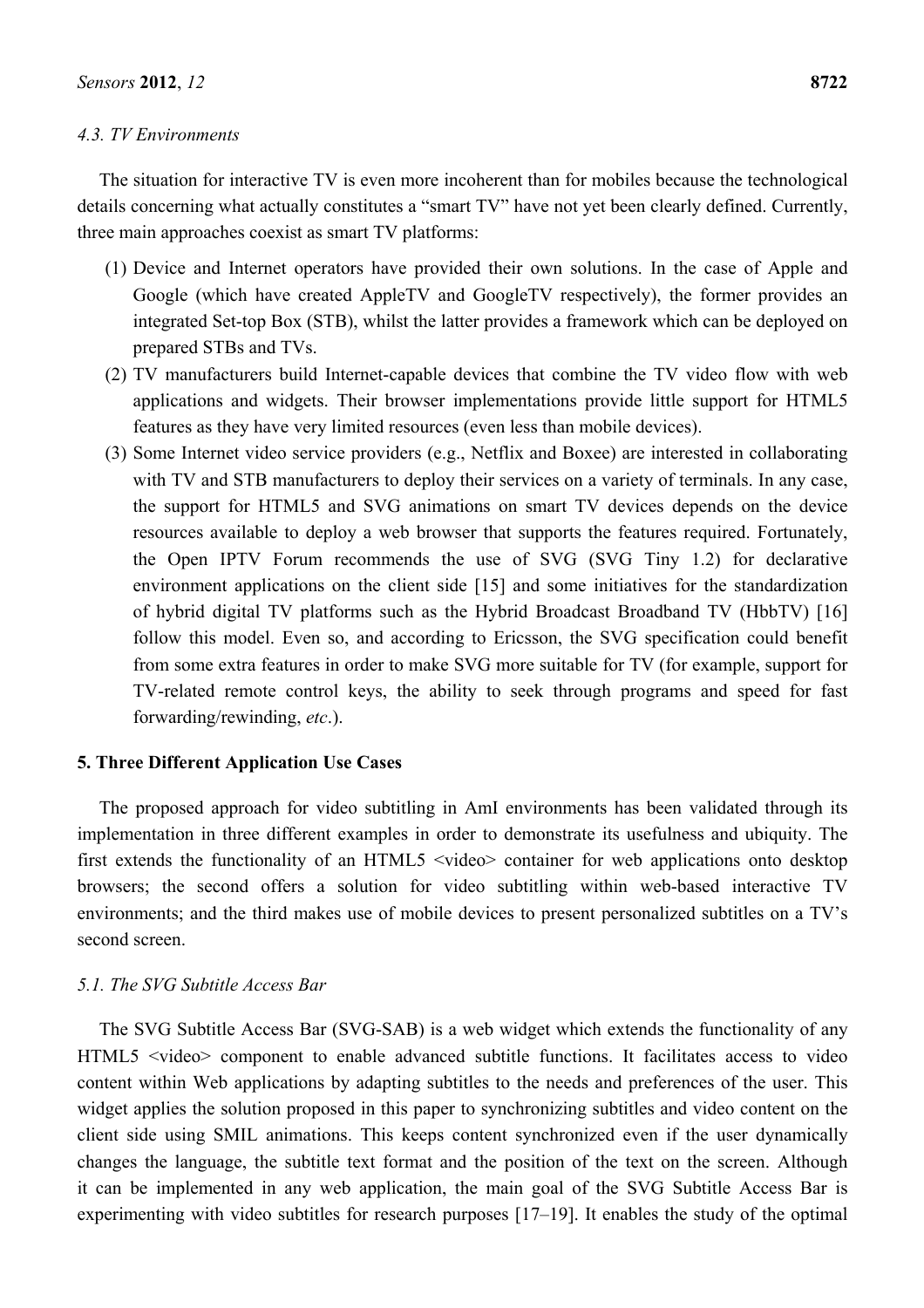### 4.3. TV Environments

The situation for interactive TV is even more incoherent than for mobiles because the technological details concerning what actually constitutes a "smart TV" have not yet been clearly defined. Currently, three main approaches coexist as smart TV platforms:

(1) Device and Internet operators have provided their own solutions. In the case of Apple and Google (which have created AppleTV and GoogleTV respectively), the former provides an integrated Set-top Box (STB), whilst the latter provides a framework which can be deployed on prepared STBs and TVs.
(2) TV manufacturers build Internet-capable devices that combine the TV video flow with web applications and widgets. Their browser implementations provide little support for HTML5 features as they have very limited resources (even less than mobile devices).
(3) Some Internet video service providers (e.g., Netflix and Boxee) are interested in collaborating with TV and STB manufacturers to deploy their services on a variety of terminals. In any case, the support for HTML5 and SVG animations on smart TV devices depends on the device resources available to deploy a web browser that supports the features required. Fortunately, the Open IPTV Forum recommends the use of SVG (SVG Tiny 1.2) for declarative environment applications on the client side [15] and some initiatives for the standardization of hybrid digital TV platforms such as the Hybrid Broadcast Broadband TV (HbbTV) [16] follow this model. Even so, and according to Ericsson, the SVG specification could benefit from some extra features in order to make SVG more suitable for TV (for example, support for TV-related remote control keys, the ability to seek through programs and speed for fast forwarding/rewinding, *etc*.).

## 5. Three Different Application Use Cases

The proposed approach for video subtitling in AmI environments has been validated through its implementation in three different examples in order to demonstrate its usefulness and ubiquity. The first extends the functionality of an HTML5 <video> container for web applications onto desktop browsers; the second offers a solution for video subtitling within web-based interactive TV environments; and the third makes use of mobile devices to present personalized subtitles on a TV's second screen.

### 5.1. The SVG Subtitle Access Bar

The SVG Subtitle Access Bar (SVG-SAB) is a web widget which extends the functionality of any HTML5 <video> component to enable advanced subtitle functions. It facilitates access to video content within Web applications by adapting subtitles to the needs and preferences of the user. This widget applies the solution proposed in this paper to synchronizing subtitles and video content on the client side using SMIL animations. This keeps content synchronized even if the user dynamically changes the language, the subtitle text format and the position of the text on the screen. Although it can be implemented in any web application, the main goal of the SVG Subtitle Access Bar is experimenting with video subtitles for research purposes [17–19]. It enables the study of the optimal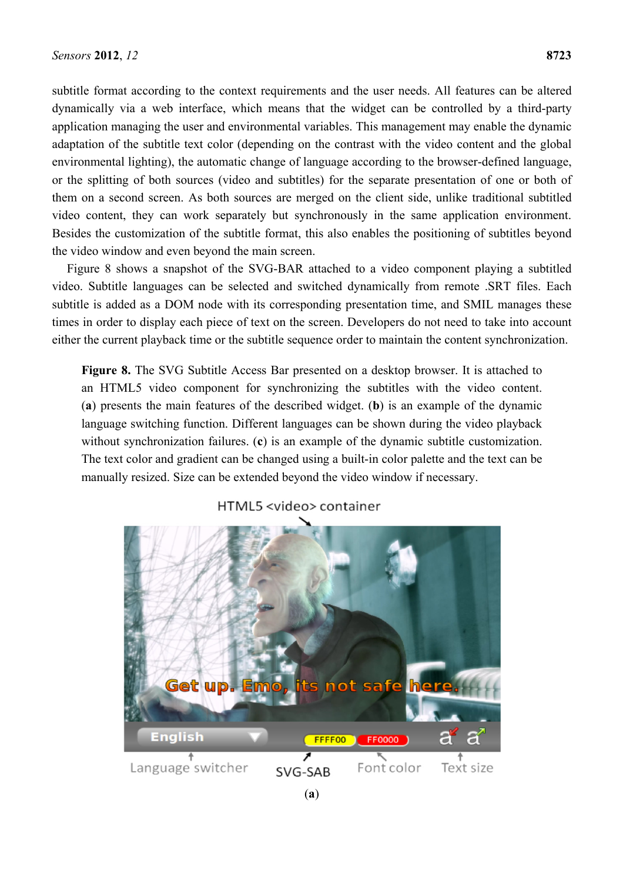subtitle format according to the context requirements and the user needs. All features can be altered dynamically via a web interface, which means that the widget can be controlled by a third-party application managing the user and environmental variables. This management may enable the dynamic adaptation of the subtitle text color (depending on the contrast with the video content and the global environmental lighting), the automatic change of language according to the browser-defined language, or the splitting of both sources (video and subtitles) for the separate presentation of one or both of them on a second screen. As both sources are merged on the client side, unlike traditional subtitled video content, they can work separately but synchronously in the same application environment. Besides the customization of the subtitle format, this also enables the positioning of subtitles beyond the video window and even beyond the main screen.

Figure 8 shows a snapshot of the SVG-BAR attached to a video component playing a subtitled video. Subtitle languages can be selected and switched dynamically from remote .SRT files. Each subtitle is added as a DOM node with its corresponding presentation time, and SMIL manages these times in order to display each piece of text on the screen. Developers do not need to take into account either the current playback time or the subtitle sequence order to maintain the content synchronization.

**Figure 8.** The SVG Subtitle Access Bar presented on a desktop browser. It is attached to an HTML5 video component for synchronizing the subtitles with the video content. (**a**) presents the main features of the described widget. (**b**) is an example of the dynamic language switching function. Different languages can be shown during the video playback without synchronization failures. (**c**) is an example of the dynamic subtitle customization. The text color and gradient can be changed using a built-in color palette and the text can be manually resized. Size can be extended beyond the video window if necessary.

(**a**)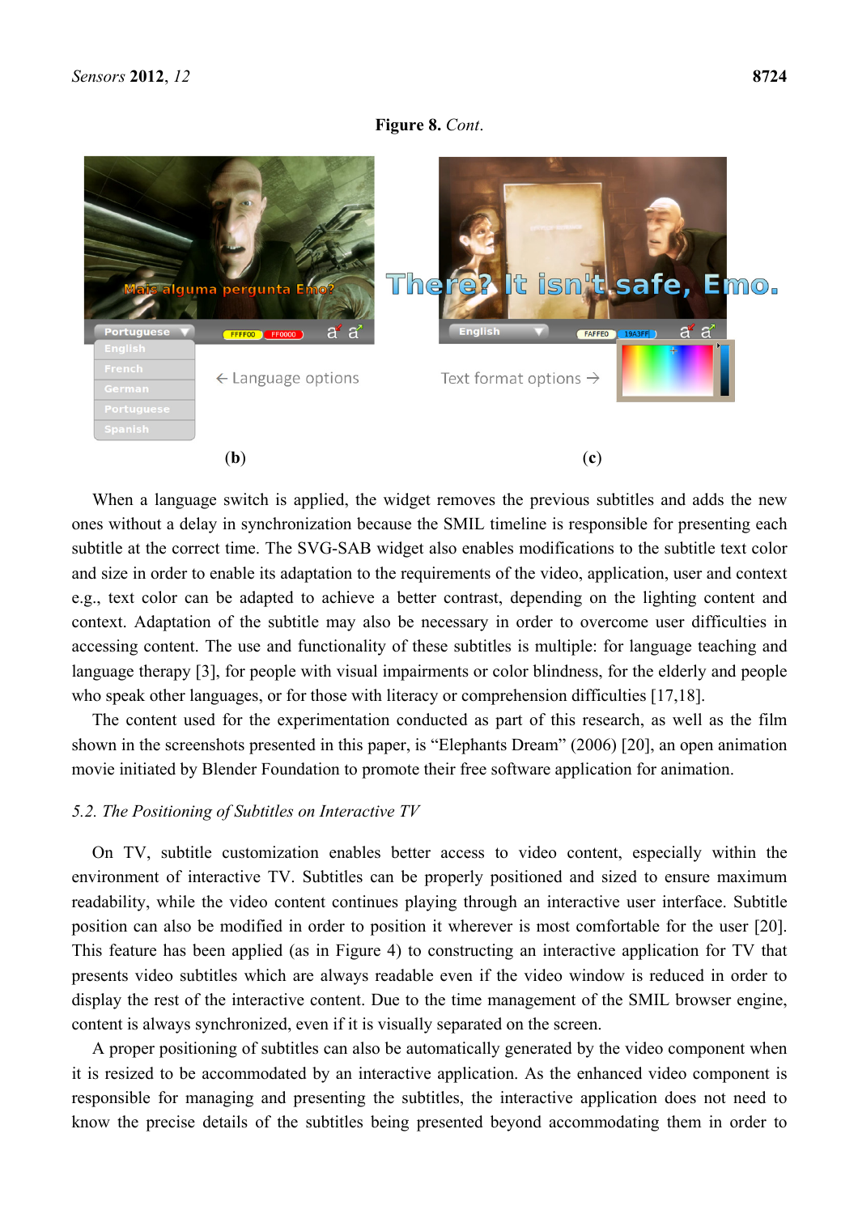**Figure 8.** *Cont.*

(**b**) (**c**)

When a language switch is applied, the widget removes the previous subtitles and adds the new ones without a delay in synchronization because the SMIL timeline is responsible for presenting each subtitle at the correct time. The SVG-SAB widget also enables modifications to the subtitle text color and size in order to enable its adaptation to the requirements of the video, application, user and context e.g., text color can be adapted to achieve a better contrast, depending on the lighting content and context. Adaptation of the subtitle may also be necessary in order to overcome user difficulties in accessing content. The use and functionality of these subtitles is multiple: for language teaching and language therapy [3], for people with visual impairments or color blindness, for the elderly and people who speak other languages, or for those with literacy or comprehension difficulties [17,18].

The content used for the experimentation conducted as part of this research, as well as the film shown in the screenshots presented in this paper, is "Elephants Dream" (2006) [20], an open animation movie initiated by Blender Foundation to promote their free software application for animation.

### *5.2. The Positioning of Subtitles on Interactive TV*

On TV, subtitle customization enables better access to video content, especially within the environment of interactive TV. Subtitles can be properly positioned and sized to ensure maximum readability, while the video content continues playing through an interactive user interface. Subtitle position can also be modified in order to position it wherever is most comfortable for the user [20]. This feature has been applied (as in Figure 4) to constructing an interactive application for TV that presents video subtitles which are always readable even if the video window is reduced in order to display the rest of the interactive content. Due to the time management of the SMIL browser engine, content is always synchronized, even if it is visually separated on the screen.

A proper positioning of subtitles can also be automatically generated by the video component when it is resized to be accommodated by an interactive application. As the enhanced video component is responsible for managing and presenting the subtitles, the interactive application does not need to know the precise details of the subtitles being presented beyond accommodating them in order to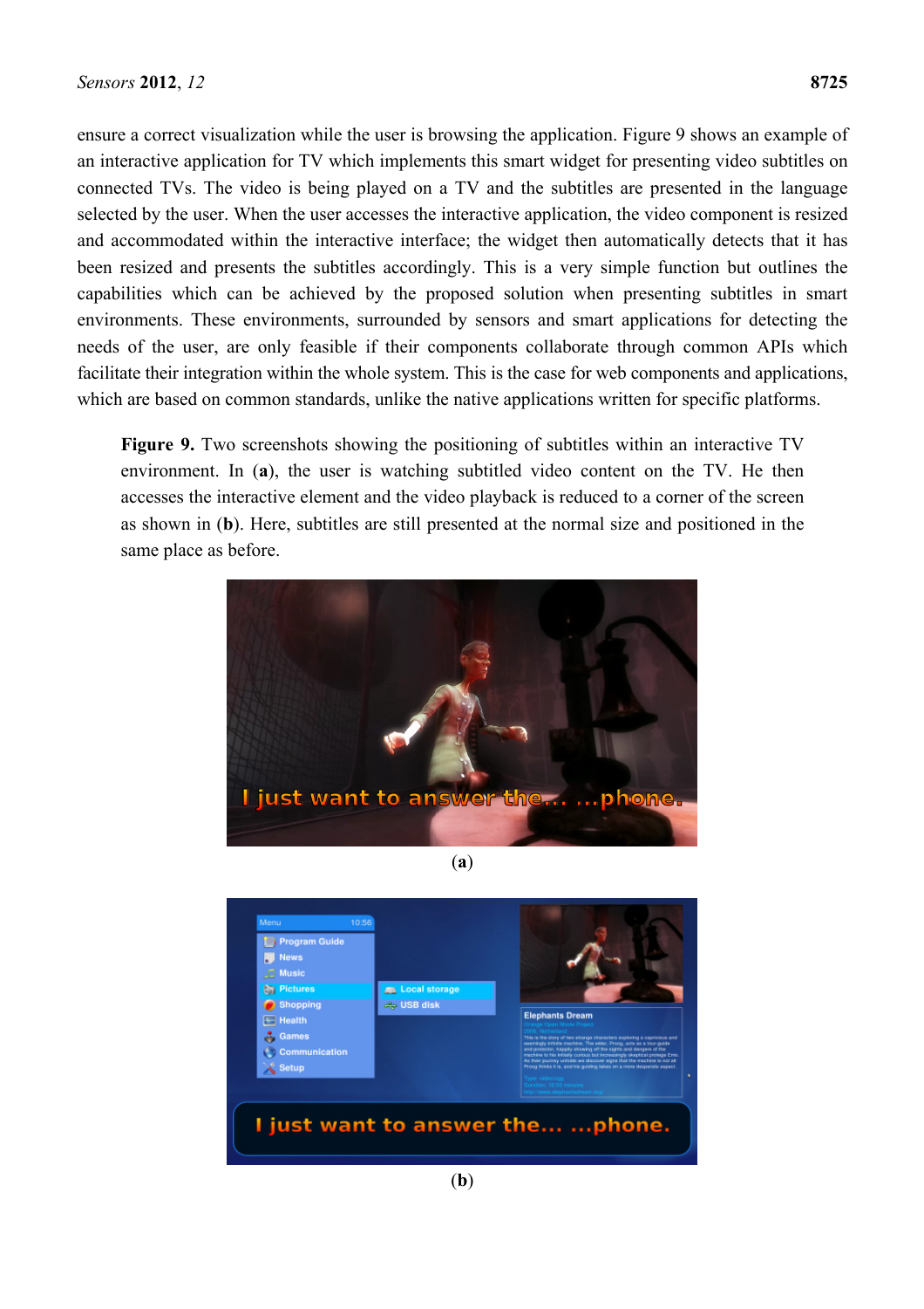ensure a correct visualization while the user is browsing the application. Figure 9 shows an example of an interactive application for TV which implements this smart widget for presenting video subtitles on connected TVs. The video is being played on a TV and the subtitles are presented in the language selected by the user. When the user accesses the interactive application, the video component is resized and accommodated within the interactive interface; the widget then automatically detects that it has been resized and presents the subtitles accordingly. This is a very simple function but outlines the capabilities which can be achieved by the proposed solution when presenting subtitles in smart environments. These environments, surrounded by sensors and smart applications for detecting the needs of the user, are only feasible if their components collaborate through common APIs which facilitate their integration within the whole system. This is the case for web components and applications, which are based on common standards, unlike the native applications written for specific platforms.

**Figure 9.** Two screenshots showing the positioning of subtitles within an interactive TV environment. In (**a**), the user is watching subtitled video content on the TV. He then accesses the interactive element and the video playback is reduced to a corner of the screen as shown in (**b**). Here, subtitles are still presented at the normal size and positioned in the same place as before.

(**a**)

(**b**)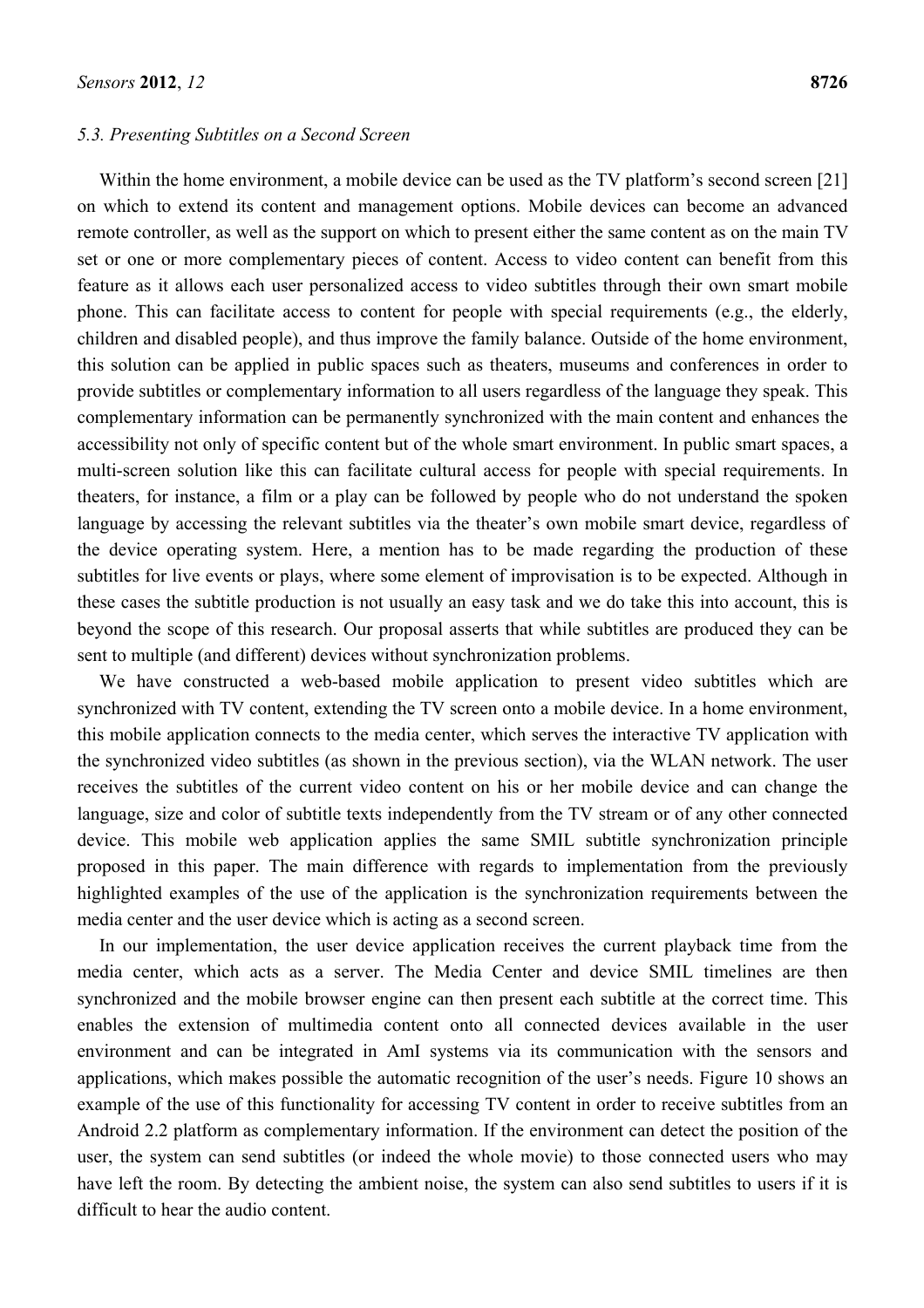### *5.3. Presenting Subtitles on a Second Screen*

Within the home environment, a mobile device can be used as the TV platform's second screen [21] on which to extend its content and management options. Mobile devices can become an advanced remote controller, as well as the support on which to present either the same content as on the main TV set or one or more complementary pieces of content. Access to video content can benefit from this feature as it allows each user personalized access to video subtitles through their own smart mobile phone. This can facilitate access to content for people with special requirements (e.g., the elderly, children and disabled people), and thus improve the family balance. Outside of the home environment, this solution can be applied in public spaces such as theaters, museums and conferences in order to provide subtitles or complementary information to all users regardless of the language they speak. This complementary information can be permanently synchronized with the main content and enhances the accessibility not only of specific content but of the whole smart environment. In public smart spaces, a multi-screen solution like this can facilitate cultural access for people with special requirements. In theaters, for instance, a film or a play can be followed by people who do not understand the spoken language by accessing the relevant subtitles via the theater's own mobile smart device, regardless of the device operating system. Here, a mention has to be made regarding the production of these subtitles for live events or plays, where some element of improvisation is to be expected. Although in these cases the subtitle production is not usually an easy task and we do take this into account, this is beyond the scope of this research. Our proposal asserts that while subtitles are produced they can be sent to multiple (and different) devices without synchronization problems.

We have constructed a web-based mobile application to present video subtitles which are synchronized with TV content, extending the TV screen onto a mobile device. In a home environment, this mobile application connects to the media center, which serves the interactive TV application with the synchronized video subtitles (as shown in the previous section), via the WLAN network. The user receives the subtitles of the current video content on his or her mobile device and can change the language, size and color of subtitle texts independently from the TV stream or of any other connected device. This mobile web application applies the same SMIL subtitle synchronization principle proposed in this paper. The main difference with regards to implementation from the previously highlighted examples of the use of the application is the synchronization requirements between the media center and the user device which is acting as a second screen.

In our implementation, the user device application receives the current playback time from the media center, which acts as a server. The Media Center and device SMIL timelines are then synchronized and the mobile browser engine can then present each subtitle at the correct time. This enables the extension of multimedia content onto all connected devices available in the user environment and can be integrated in AmI systems via its communication with the sensors and applications, which makes possible the automatic recognition of the user's needs. Figure 10 shows an example of the use of this functionality for accessing TV content in order to receive subtitles from an Android 2.2 platform as complementary information. If the environment can detect the position of the user, the system can send subtitles (or indeed the whole movie) to those connected users who may have left the room. By detecting the ambient noise, the system can also send subtitles to users if it is difficult to hear the audio content.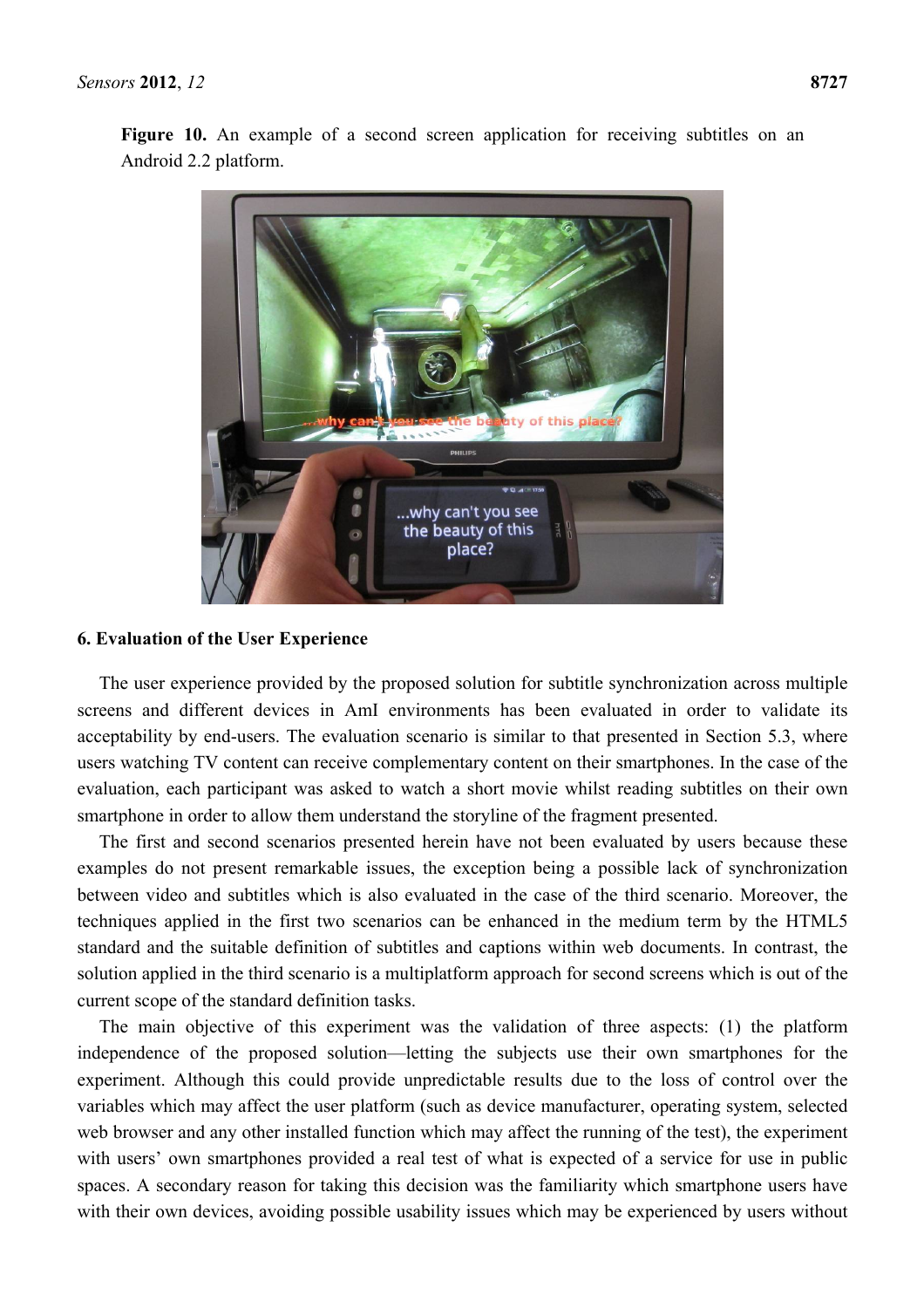**Figure 10.** An example of a second screen application for receiving subtitles on an Android 2.2 platform.

## 6. Evaluation of the User Experience

The user experience provided by the proposed solution for subtitle synchronization across multiple screens and different devices in AmI environments has been evaluated in order to validate its acceptability by end-users. The evaluation scenario is similar to that presented in Section 5.3, where users watching TV content can receive complementary content on their smartphones. In the case of the evaluation, each participant was asked to watch a short movie whilst reading subtitles on their own smartphone in order to allow them understand the storyline of the fragment presented.

The first and second scenarios presented herein have not been evaluated by users because these examples do not present remarkable issues, the exception being a possible lack of synchronization between video and subtitles which is also evaluated in the case of the third scenario. Moreover, the techniques applied in the first two scenarios can be enhanced in the medium term by the HTML5 standard and the suitable definition of subtitles and captions within web documents. In contrast, the solution applied in the third scenario is a multiplatform approach for second screens which is out of the current scope of the standard definition tasks.

The main objective of this experiment was the validation of three aspects: (1) the platform independence of the proposed solution—letting the subjects use their own smartphones for the experiment. Although this could provide unpredictable results due to the loss of control over the variables which may affect the user platform (such as device manufacturer, operating system, selected web browser and any other installed function which may affect the running of the test), the experiment with users' own smartphones provided a real test of what is expected of a service for use in public spaces. A secondary reason for taking this decision was the familiarity which smartphone users have with their own devices, avoiding possible usability issues which may be experienced by users without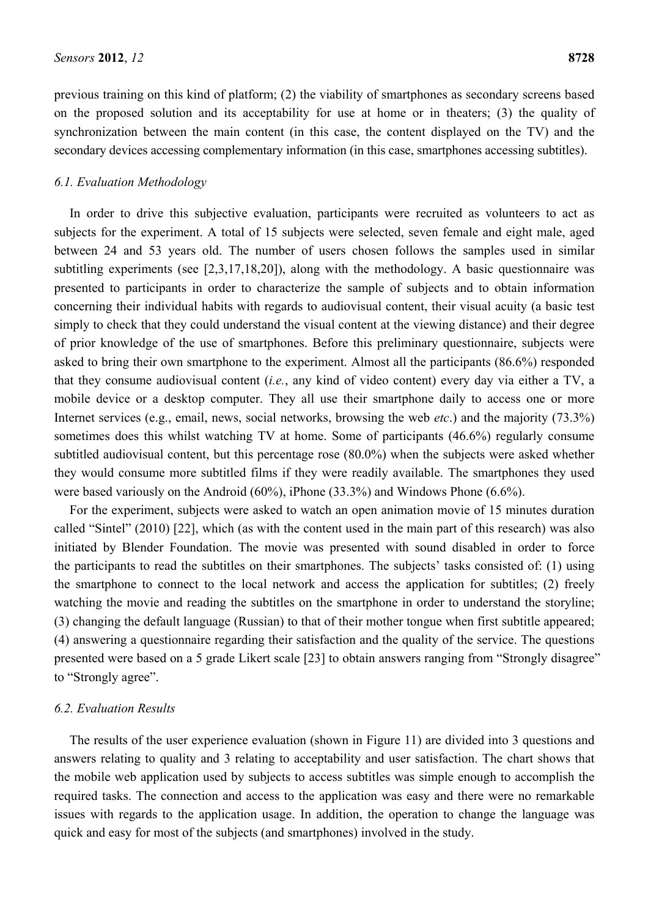previous training on this kind of platform; (2) the viability of smartphones as secondary screens based on the proposed solution and its acceptability for use at home or in theaters; (3) the quality of synchronization between the main content (in this case, the content displayed on the TV) and the secondary devices accessing complementary information (in this case, smartphones accessing subtitles).

### *6.1. Evaluation Methodology*

In order to drive this subjective evaluation, participants were recruited as volunteers to act as subjects for the experiment. A total of 15 subjects were selected, seven female and eight male, aged between 24 and 53 years old. The number of users chosen follows the samples used in similar subtitling experiments (see [2,3,17,18,20]), along with the methodology. A basic questionnaire was presented to participants in order to characterize the sample of subjects and to obtain information concerning their individual habits with regards to audiovisual content, their visual acuity (a basic test simply to check that they could understand the visual content at the viewing distance) and their degree of prior knowledge of the use of smartphones. Before this preliminary questionnaire, subjects were asked to bring their own smartphone to the experiment. Almost all the participants (86.6%) responded that they consume audiovisual content (*i.e.*, any kind of video content) every day via either a TV, a mobile device or a desktop computer. They all use their smartphone daily to access one or more Internet services (e.g., email, news, social networks, browsing the web *etc*.) and the majority (73.3%) sometimes does this whilst watching TV at home. Some of participants (46.6%) regularly consume subtitled audiovisual content, but this percentage rose (80.0%) when the subjects were asked whether they would consume more subtitled films if they were readily available. The smartphones they used were based variously on the Android (60%), iPhone (33.3%) and Windows Phone (6.6%).

For the experiment, subjects were asked to watch an open animation movie of 15 minutes duration called "Sintel" (2010) [22], which (as with the content used in the main part of this research) was also initiated by Blender Foundation. The movie was presented with sound disabled in order to force the participants to read the subtitles on their smartphones. The subjects' tasks consisted of: (1) using the smartphone to connect to the local network and access the application for subtitles; (2) freely watching the movie and reading the subtitles on the smartphone in order to understand the storyline; (3) changing the default language (Russian) to that of their mother tongue when first subtitle appeared; (4) answering a questionnaire regarding their satisfaction and the quality of the service. The questions presented were based on a 5 grade Likert scale [23] to obtain answers ranging from "Strongly disagree" to "Strongly agree".

### *6.2. Evaluation Results*

The results of the user experience evaluation (shown in Figure 11) are divided into 3 questions and answers relating to quality and 3 relating to acceptability and user satisfaction. The chart shows that the mobile web application used by subjects to access subtitles was simple enough to accomplish the required tasks. The connection and access to the application was easy and there were no remarkable issues with regards to the application usage. In addition, the operation to change the language was quick and easy for most of the subjects (and smartphones) involved in the study.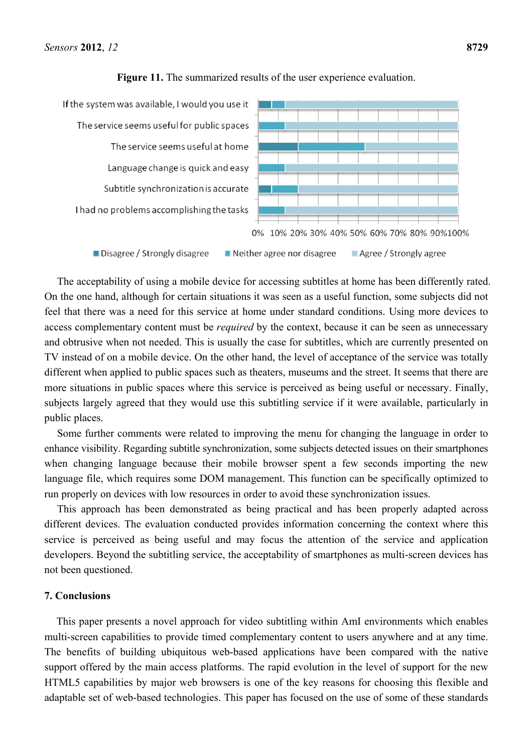**Figure 11.** The summarized results of the user experience evaluation.

If the system was available, I would you use it
The service seems useful for public spaces
The service seems useful at home
Language change is quick and easy
Subtitle synchronization is accurate
I had no problems accomplishing the tasks

0% 10% 20% 30% 40% 50% 60% 70% 80% 90% 100%

Disagree / Strongly disagree
Neither agree nor disagree
Agree / Strongly agree

The acceptability of using a mobile device for accessing subtitles at home has been differently rated. On the one hand, although for certain situations it was seen as a useful function, some subjects did not feel that there was a need for this service at home under standard conditions. Using more devices to access complementary content must be *required* by the context, because it can be seen as unnecessary and obtrusive when not needed. This is usually the case for subtitles, which are currently presented on TV instead of on a mobile device. On the other hand, the level of acceptance of the service was totally different when applied to public spaces such as theaters, museums and the street. It seems that there are more situations in public spaces where this service is perceived as being useful or necessary. Finally, subjects largely agreed that they would use this subtitling service if it were available, particularly in public places.

Some further comments were related to improving the menu for changing the language in order to enhance visibility. Regarding subtitle synchronization, some subjects detected issues on their smartphones when changing language because their mobile browser spent a few seconds importing the new language file, which requires some DOM management. This function can be specifically optimized to run properly on devices with low resources in order to avoid these synchronization issues.

This approach has been demonstrated as being practical and has been properly adapted across different devices. The evaluation conducted provides information concerning the context where this service is perceived as being useful and may focus the attention of the service and application developers. Beyond the subtitling service, the acceptability of smartphones as multi-screen devices has not been questioned.

## 7. Conclusions

This paper presents a novel approach for video subtitling within AmI environments which enables multi-screen capabilities to provide timed complementary content to users anywhere and at any time. The benefits of building ubiquitous web-based applications have been compared with the native support offered by the main access platforms. The rapid evolution in the level of support for the new HTML5 capabilities by major web browsers is one of the key reasons for choosing this flexible and adaptable set of web-based technologies. This paper has focused on the use of some of these standards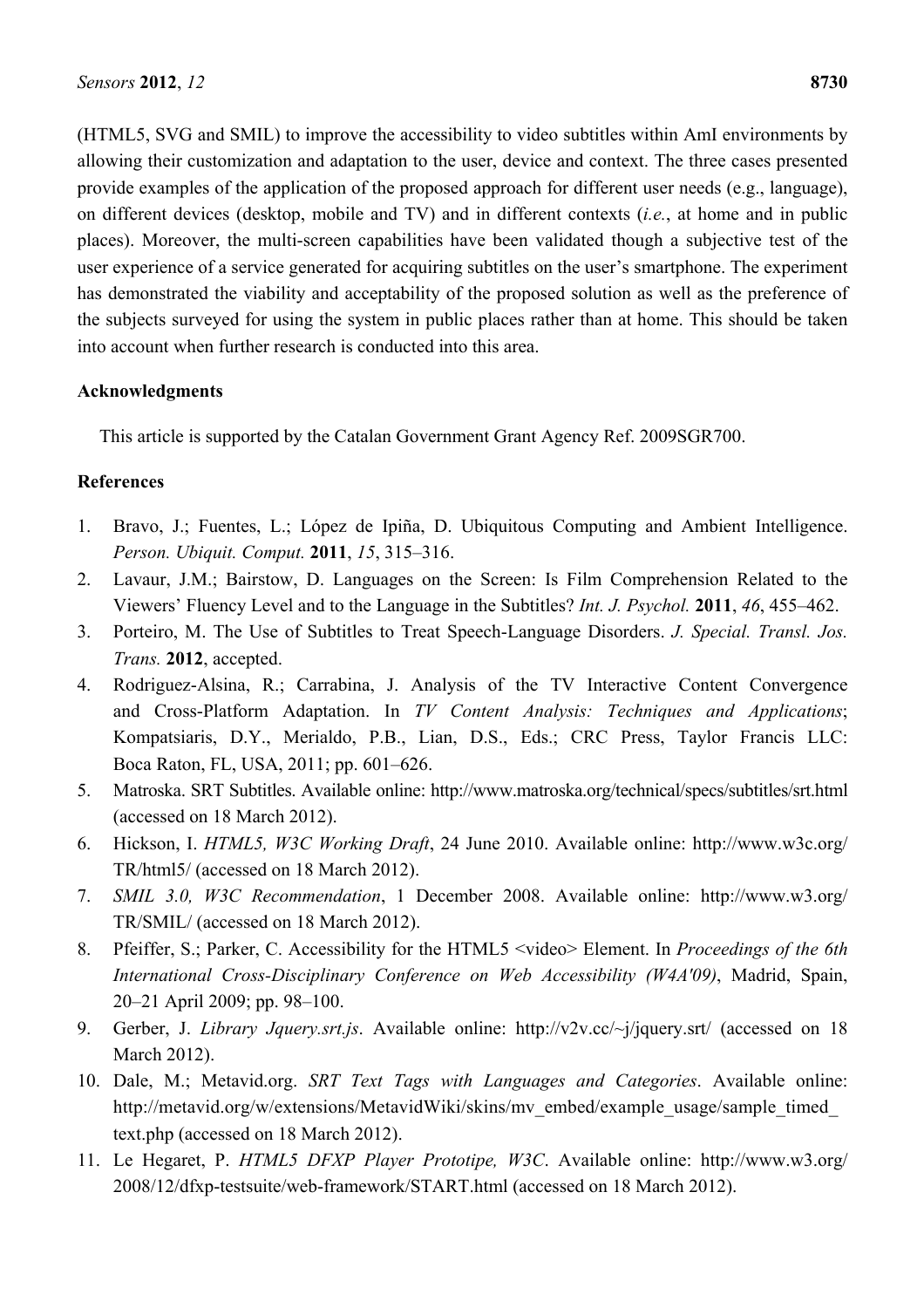(HTML5, SVG and SMIL) to improve the accessibility to video subtitles within AmI environments by allowing their customization and adaptation to the user, device and context. The three cases presented provide examples of the application of the proposed approach for different user needs (e.g., language), on different devices (desktop, mobile and TV) and in different contexts (*i.e.*, at home and in public places). Moreover, the multi-screen capabilities have been validated though a subjective test of the user experience of a service generated for acquiring subtitles on the user's smartphone. The experiment has demonstrated the viability and acceptability of the proposed solution as well as the preference of the subjects surveyed for using the system in public places rather than at home. This should be taken into account when further research is conducted into this area.

## Acknowledgments

This article is supported by the Catalan Government Grant Agency Ref. 2009SGR700.

## References

1. Bravo, J.; Fuentes, L.; López de Ipiña, D. Ubiquitous Computing and Ambient Intelligence. *Person. Ubiquit. Comput.* **2011**, *15*, 315–316.
2. Lavaur, J.M.; Bairstow, D. Languages on the Screen: Is Film Comprehension Related to the Viewers' Fluency Level and to the Language in the Subtitles? *Int. J. Psychol.* **2011**, *46*, 455–462.
3. Porteiro, M. The Use of Subtitles to Treat Speech-Language Disorders. *J. Special. Transl. Jos. Trans.* **2012**, accepted.
4. Rodriguez-Alsina, R.; Carrabina, J. Analysis of the TV Interactive Content Convergence and Cross-Platform Adaptation. In *TV Content Analysis: Techniques and Applications*; Kompatsiaris, D.Y., Merialdo, P.B., Lian, D.S., Eds.; CRC Press, Taylor Francis LLC: Boca Raton, FL, USA, 2011; pp. 601–626.
5. Matroska. SRT Subtitles. Available online: http://www.matroska.org/technical/specs/subtitles/srt.html (accessed on 18 March 2012).
6. Hickson, I. *HTML5, W3C Working Draft*, 24 June 2010. Available online: http://www.w3c.org/TR/html5/ (accessed on 18 March 2012).
7. *SMIL 3.0, W3C Recommendation*, 1 December 2008. Available online: http://www.w3.org/TR/SMIL/ (accessed on 18 March 2012).
8. Pfeiffer, S.; Parker, C. Accessibility for the HTML5 <video> Element. In *Proceedings of the 6th International Cross-Disciplinary Conference on Web Accessibility (W4A'09)*, Madrid, Spain, 20–21 April 2009; pp. 98–100.
9. Gerber, J. *Library Jquery.srt.js*. Available online: http://v2v.cc/~j/jquery.srt/ (accessed on 18 March 2012).
10. Dale, M.; Metavid.org. *SRT Text Tags with Languages and Categories*. Available online: http://metavid.org/w/extensions/MetavidWiki/skins/mv_embed/example_usage/sample_timed_text.php (accessed on 18 March 2012).
11. Le Hegaret, P. *HTML5 DFXP Player Prototipe, W3C*. Available online: http://www.w3.org/2008/12/dfxp-testsuite/web-framework/START.html (accessed on 18 March 2012).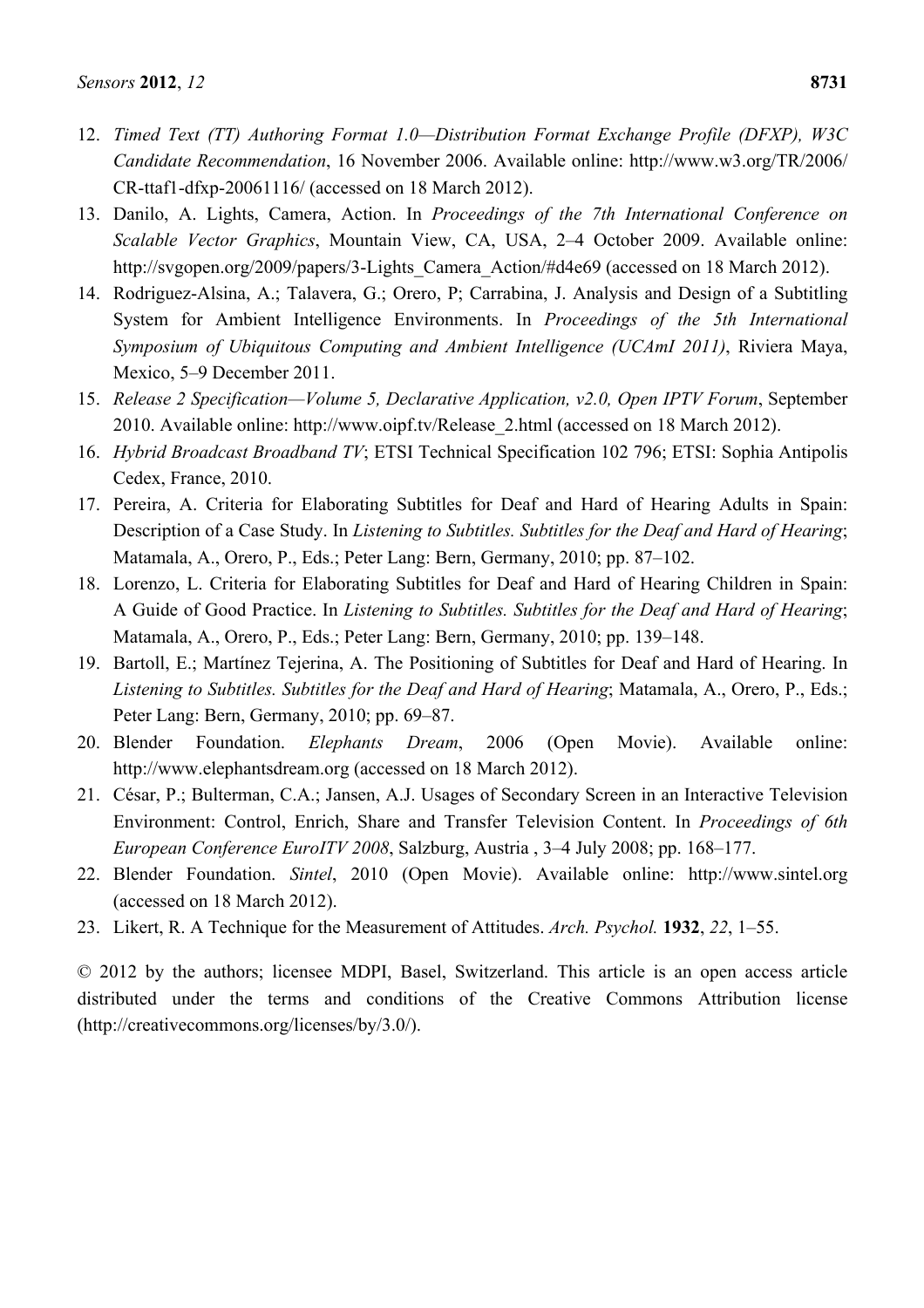12. *Timed Text (TT) Authoring Format 1.0—Distribution Format Exchange Profile (DFXP), W3C Candidate Recommendation*, 16 November 2006. Available online: http://www.w3.org/TR/2006/CR-ttaf1-dfxp-20061116/ (accessed on 18 March 2012).
13. Danilo, A. Lights, Camera, Action. In *Proceedings of the 7th International Conference on Scalable Vector Graphics*, Mountain View, CA, USA, 2–4 October 2009. Available online: http://svgopen.org/2009/papers/3-Lights_Camera_Action/#d4e69 (accessed on 18 March 2012).
14. Rodriguez-Alsina, A.; Talavera, G.; Orero, P; Carrabina, J. Analysis and Design of a Subtitling System for Ambient Intelligence Environments. In *Proceedings of the 5th International Symposium of Ubiquitous Computing and Ambient Intelligence (UCAmI 2011)*, Riviera Maya, Mexico, 5–9 December 2011.
15. *Release 2 Specification—Volume 5, Declarative Application, v2.0, Open IPTV Forum*, September 2010. Available online: http://www.oipf.tv/Release_2.html (accessed on 18 March 2012).
16. *Hybrid Broadcast Broadband TV*; ETSI Technical Specification 102 796; ETSI: Sophia Antipolis Cedex, France, 2010.
17. Pereira, A. Criteria for Elaborating Subtitles for Deaf and Hard of Hearing Adults in Spain: Description of a Case Study. In *Listening to Subtitles. Subtitles for the Deaf and Hard of Hearing*; Matamala, A., Orero, P., Eds.; Peter Lang: Bern, Germany, 2010; pp. 87–102.
18. Lorenzo, L. Criteria for Elaborating Subtitles for Deaf and Hard of Hearing Children in Spain: A Guide of Good Practice. In *Listening to Subtitles. Subtitles for the Deaf and Hard of Hearing*; Matamala, A., Orero, P., Eds.; Peter Lang: Bern, Germany, 2010; pp. 139–148.
19. Bartoll, E.; Martínez Tejerina, A. The Positioning of Subtitles for Deaf and Hard of Hearing. In *Listening to Subtitles. Subtitles for the Deaf and Hard of Hearing*; Matamala, A., Orero, P., Eds.; Peter Lang: Bern, Germany, 2010; pp. 69–87.
20. Blender Foundation. *Elephants Dream*, 2006 (Open Movie). Available online: http://www.elephantsdream.org (accessed on 18 March 2012).
21. César, P.; Bulterman, C.A.; Jansen, A.J. Usages of Secondary Screen in an Interactive Television Environment: Control, Enrich, Share and Transfer Television Content. In *Proceedings of 6th European Conference EuroITV 2008*, Salzburg, Austria , 3–4 July 2008; pp. 168–177.
22. Blender Foundation. *Sintel*, 2010 (Open Movie). Available online: http://www.sintel.org (accessed on 18 March 2012).
23. Likert, R. A Technique for the Measurement of Attitudes. *Arch. Psychol.* **1932**, *22*, 1–55.

© 2012 by the authors; licensee MDPI, Basel, Switzerland. This article is an open access article distributed under the terms and conditions of the Creative Commons Attribution license (http://creativecommons.org/licenses/by/3.0/).